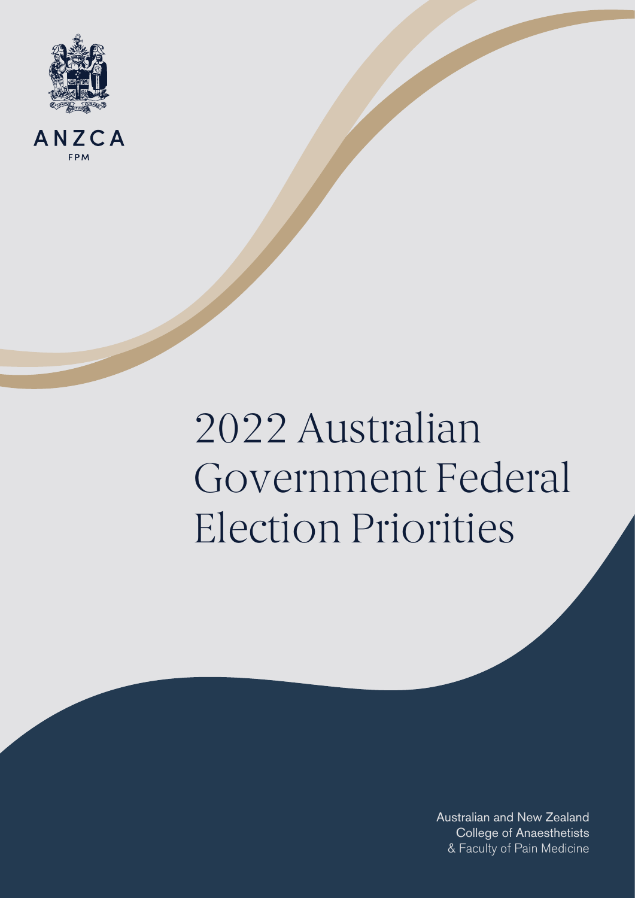ANZCA

FPM

# 2022 Australian Government Federal Election Priorities

Australian and New Zealand College of Anaesthetists & Faculty of Pain Medicine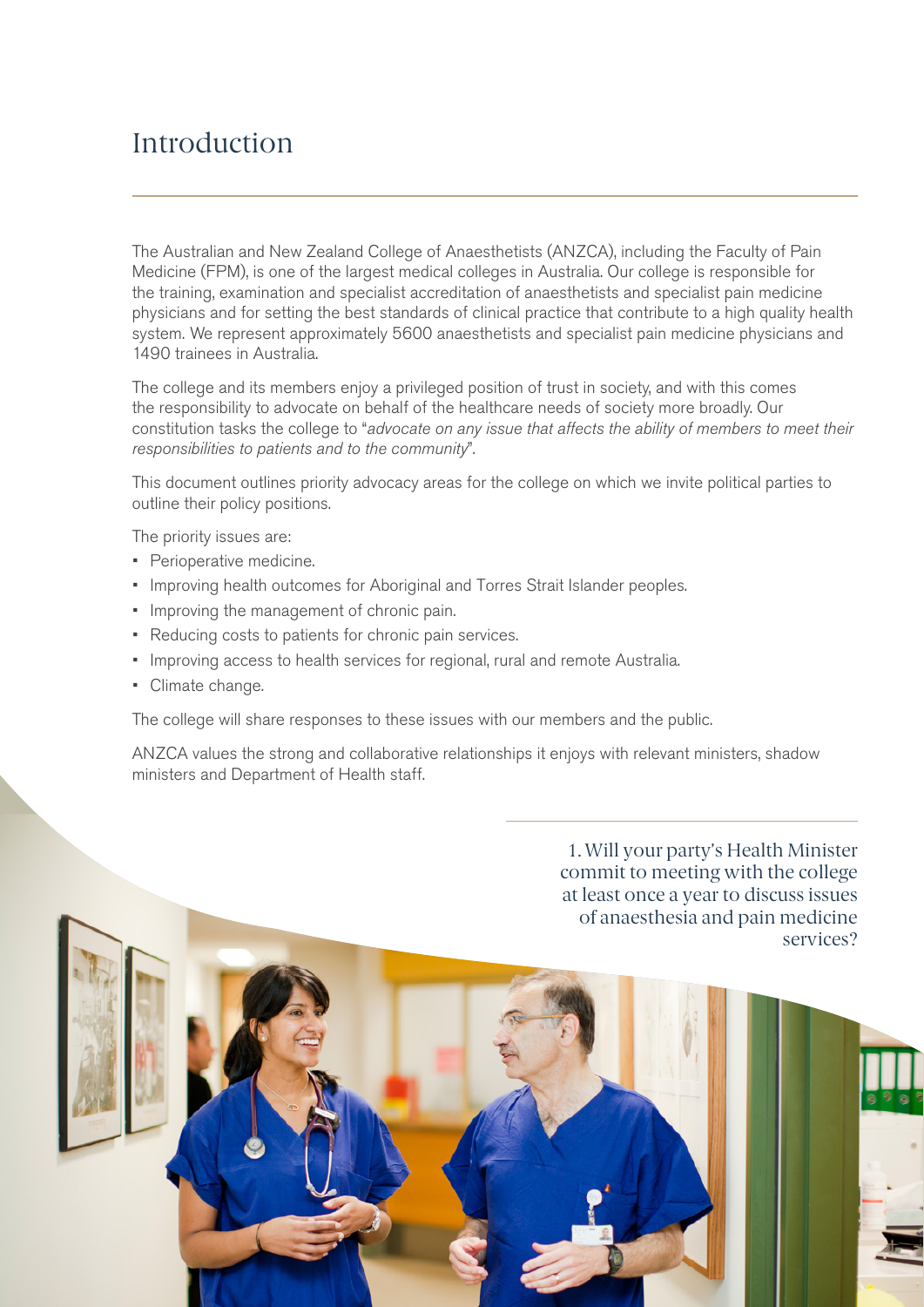# Introduction

The Australian and New Zealand College of Anaesthetists (ANZCA), including the Faculty of Pain Medicine (FPM), is one of the largest medical colleges in Australia. Our college is responsible for the training, examination and specialist accreditation of anaesthetists and specialist pain medicine physicians and for setting the best standards of clinical practice that contribute to a high quality health system. We represent approximately 5600 anaesthetists and specialist pain medicine physicians and 1490 trainees in Australia.

The college and its members enjoy a privileged position of trust in society, and with this comes the responsibility to advocate on behalf of the healthcare needs of society more broadly. Our constitution tasks the college to "*advocate on any issue that affects the ability of members to meet their responsibilities to patients and to the community*".

This document outlines priority advocacy areas for the college on which we invite political parties to outline their policy positions.

The priority issues are:

- Perioperative medicine.
- Improving health outcomes for Aboriginal and Torres Strait Islander peoples.
- Improving the management of chronic pain.
- Reducing costs to patients for chronic pain services.
- Improving access to health services for regional, rural and remote Australia.
- Climate change.

The college will share responses to these issues with our members and the public.

ANZCA values the strong and collaborative relationships it enjoys with relevant ministers, shadow ministers and Department of Health staff.

1. Will your party's Health Minister commit to meeting with the college at least once a year to discuss issues of anaesthesia and pain medicine services?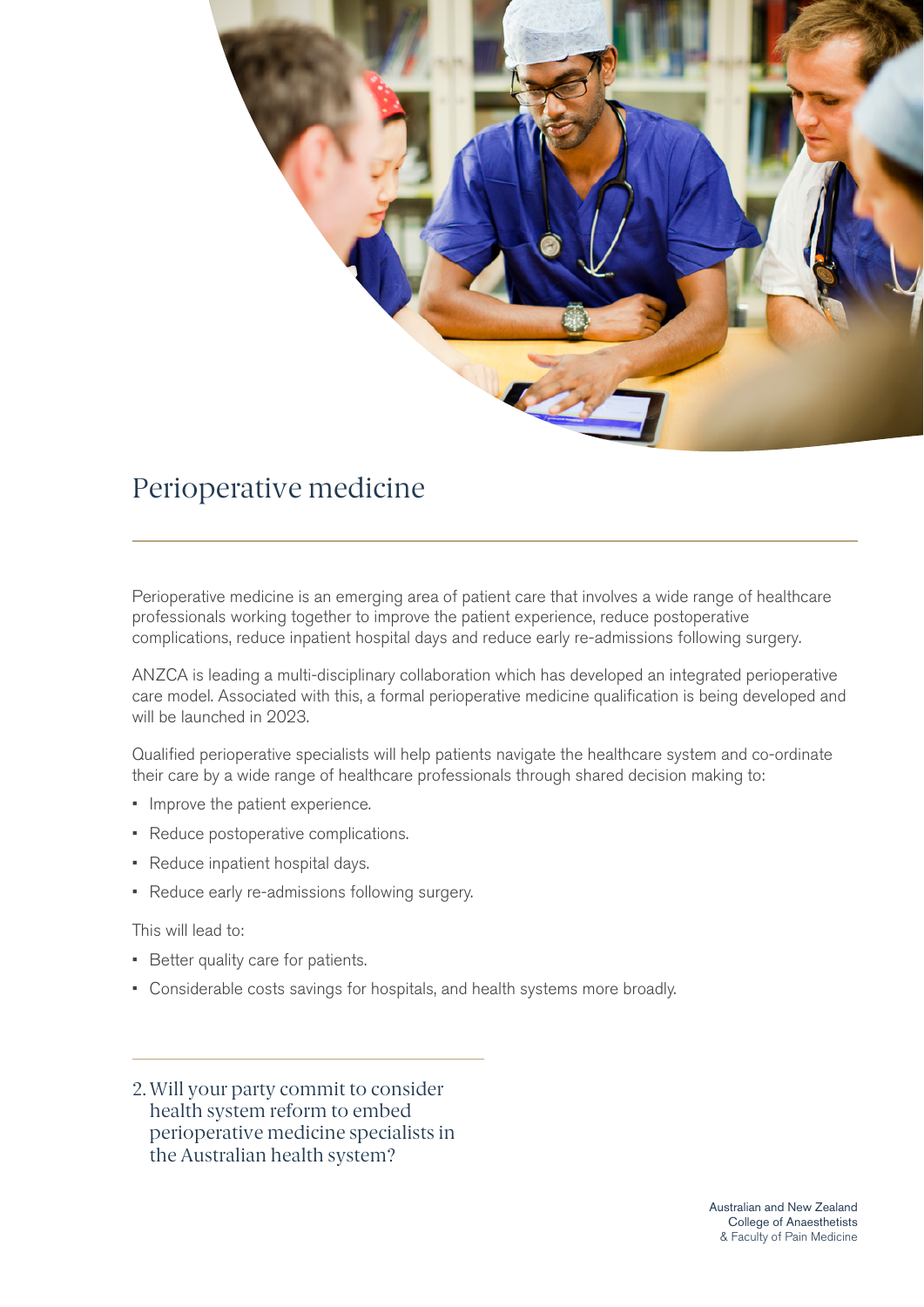# Perioperative medicine

Perioperative medicine is an emerging area of patient care that involves a wide range of healthcare professionals working together to improve the patient experience, reduce postoperative complications, reduce inpatient hospital days and reduce early re-admissions following surgery.

ANZCA is leading a multi-disciplinary collaboration which has developed an integrated perioperative care model. Associated with this, a formal perioperative medicine qualification is being developed and will be launched in 2023.

Qualified perioperative specialists will help patients navigate the healthcare system and co-ordinate their care by a wide range of healthcare professionals through shared decision making to:

- Improve the patient experience.
- Reduce postoperative complications.
- Reduce inpatient hospital days.
- Reduce early re-admissions following surgery.

This will lead to:

- Better quality care for patients.
- Considerable costs savings for hospitals, and health systems more broadly.

---

2. Will your party commit to consider health system reform to embed perioperative medicine specialists in the Australian health system?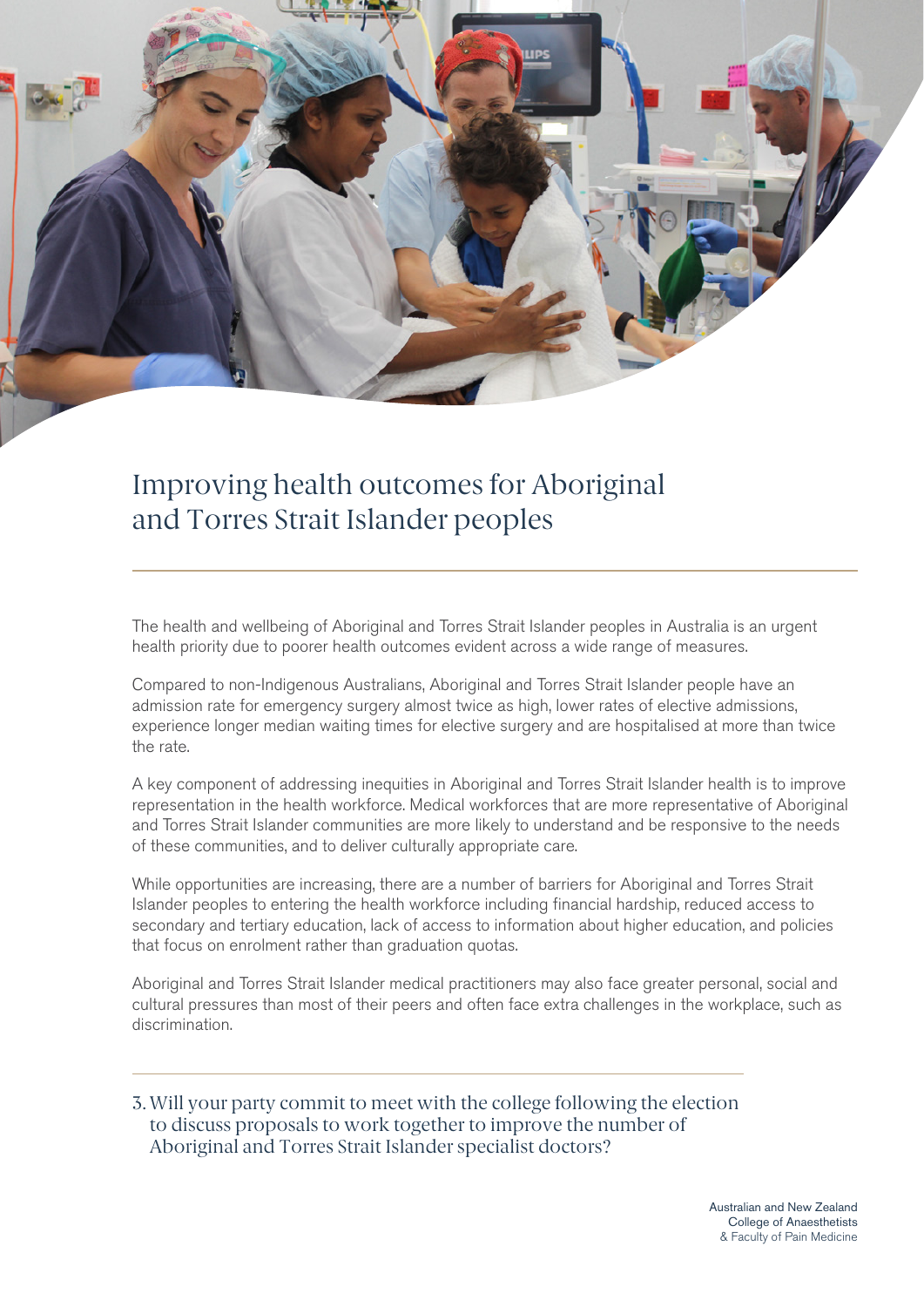# Improving health outcomes for Aboriginal and Torres Strait Islander peoples

The health and wellbeing of Aboriginal and Torres Strait Islander peoples in Australia is an urgent health priority due to poorer health outcomes evident across a wide range of measures.

Compared to non-Indigenous Australians, Aboriginal and Torres Strait Islander people have an admission rate for emergency surgery almost twice as high, lower rates of elective admissions, experience longer median waiting times for elective surgery and are hospitalised at more than twice the rate.

A key component of addressing inequities in Aboriginal and Torres Strait Islander health is to improve representation in the health workforce. Medical workforces that are more representative of Aboriginal and Torres Strait Islander communities are more likely to understand and be responsive to the needs of these communities, and to deliver culturally appropriate care.

While opportunities are increasing, there are a number of barriers for Aboriginal and Torres Strait Islander peoples to entering the health workforce including financial hardship, reduced access to secondary and tertiary education, lack of access to information about higher education, and policies that focus on enrolment rather than graduation quotas.

Aboriginal and Torres Strait Islander medical practitioners may also face greater personal, social and cultural pressures than most of their peers and often face extra challenges in the workplace, such as discrimination.

3. Will your party commit to meet with the college following the election to discuss proposals to work together to improve the number of Aboriginal and Torres Strait Islander specialist doctors?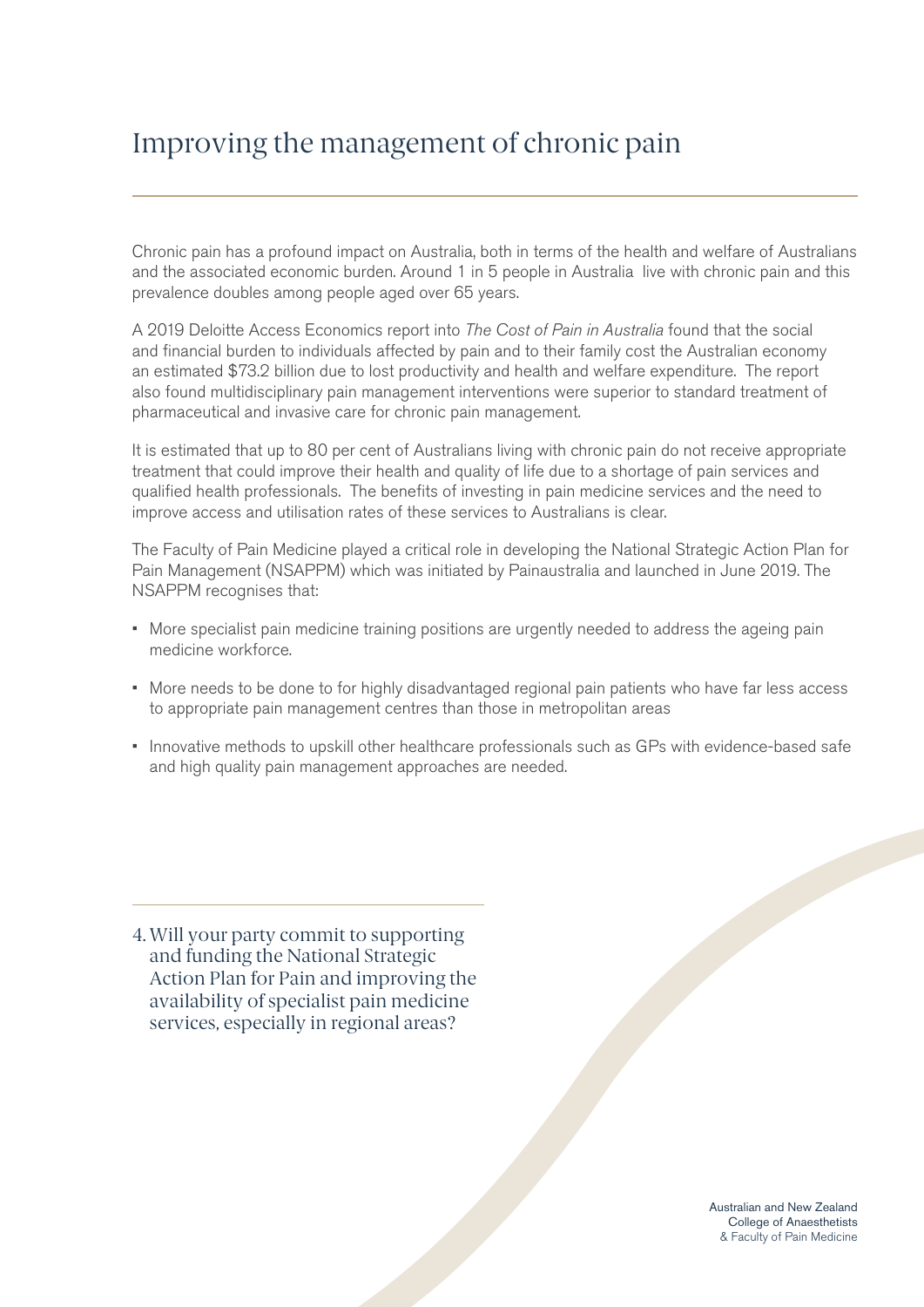# Improving the management of chronic pain

Chronic pain has a profound impact on Australia, both in terms of the health and welfare of Australians and the associated economic burden. Around 1 in 5 people in Australia live with chronic pain and this prevalence doubles among people aged over 65 years.

A 2019 Deloitte Access Economics report into *The Cost of Pain in Australia* found that the social and financial burden to individuals affected by pain and to their family cost the Australian economy an estimated $73.2 billion due to lost productivity and health and welfare expenditure. The report also found multidisciplinary pain management interventions were superior to standard treatment of pharmaceutical and invasive care for chronic pain management.

It is estimated that up to 80 per cent of Australians living with chronic pain do not receive appropriate treatment that could improve their health and quality of life due to a shortage of pain services and qualified health professionals. The benefits of investing in pain medicine services and the need to improve access and utilisation rates of these services to Australians is clear.

The Faculty of Pain Medicine played a critical role in developing the National Strategic Action Plan for Pain Management (NSAPPM) which was initiated by Painaustralia and launched in June 2019. The NSAPPM recognises that:

- More specialist pain medicine training positions are urgently needed to address the ageing pain medicine workforce.
- More needs to be done to for highly disadvantaged regional pain patients who have far less access to appropriate pain management centres than those in metropolitan areas
- Innovative methods to upskill other healthcare professionals such as GPs with evidence-based safe and high quality pain management approaches are needed.

4. Will your party commit to supporting and funding the National Strategic Action Plan for Pain and improving the availability of specialist pain medicine services, especially in regional areas?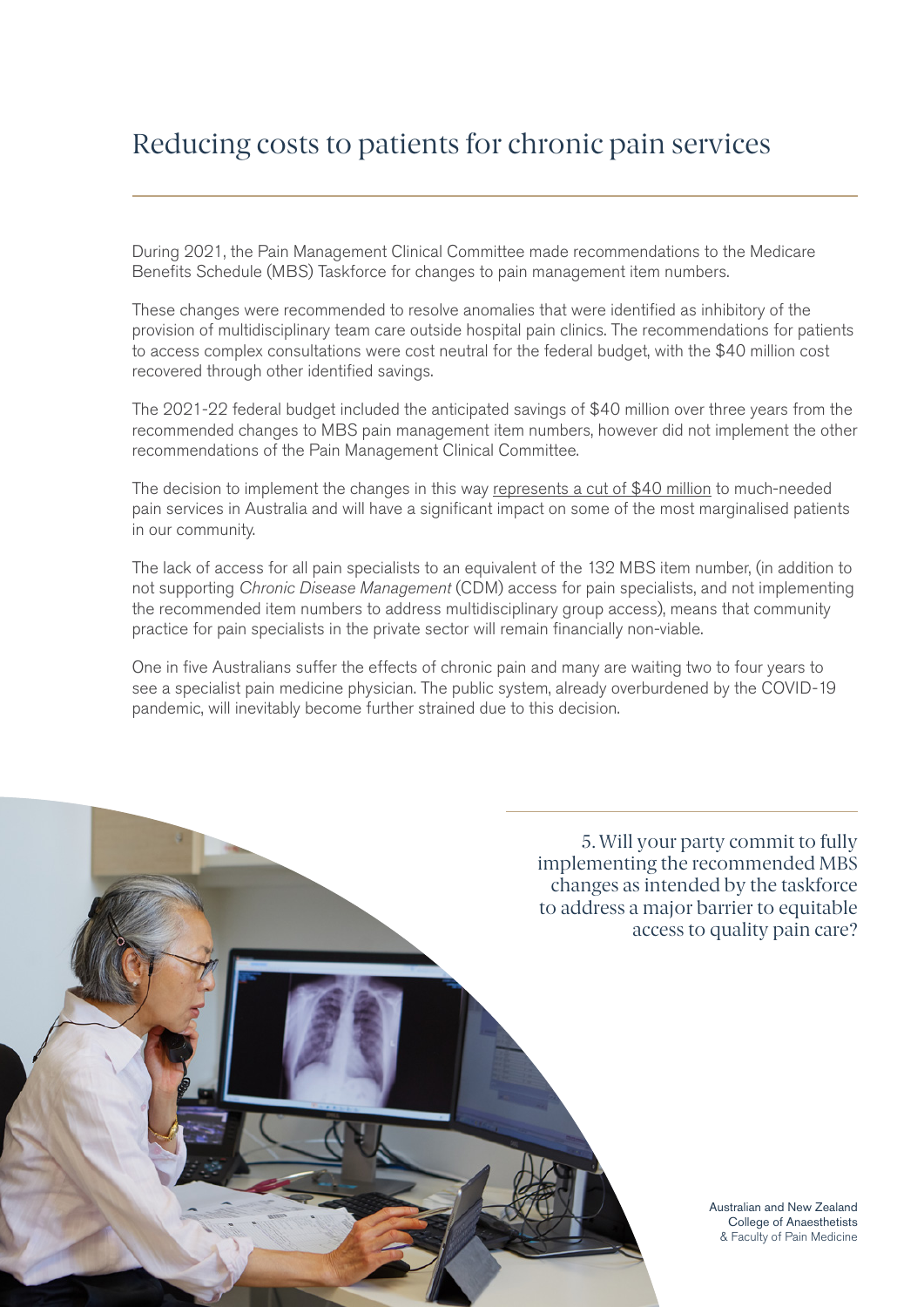# Reducing costs to patients for chronic pain services

During 2021, the Pain Management Clinical Committee made recommendations to the Medicare Benefits Schedule (MBS) Taskforce for changes to pain management item numbers.

These changes were recommended to resolve anomalies that were identified as inhibitory of the provision of multidisciplinary team care outside hospital pain clinics. The recommendations for patients to access complex consultations were cost neutral for the federal budget, with the $40 million cost recovered through other identified savings.

The 2021-22 federal budget included the anticipated savings of $40 million over three years from the recommended changes to MBS pain management item numbers, however did not implement the other recommendations of the Pain Management Clinical Committee.

The decision to implement the changes in this way represents a cut of $40 million to much-needed pain services in Australia and will have a significant impact on some of the most marginalised patients in our community.

The lack of access for all pain specialists to an equivalent of the 132 MBS item number, (in addition to not supporting *Chronic Disease Management* (CDM) access for pain specialists, and not implementing the recommended item numbers to address multidisciplinary group access), means that community practice for pain specialists in the private sector will remain financially non-viable.

One in five Australians suffer the effects of chronic pain and many are waiting two to four years to see a specialist pain medicine physician. The public system, already overburdened by the COVID-19 pandemic, will inevitably become further strained due to this decision.

5. Will your party commit to fully implementing the recommended MBS changes as intended by the taskforce to address a major barrier to equitable access to quality pain care?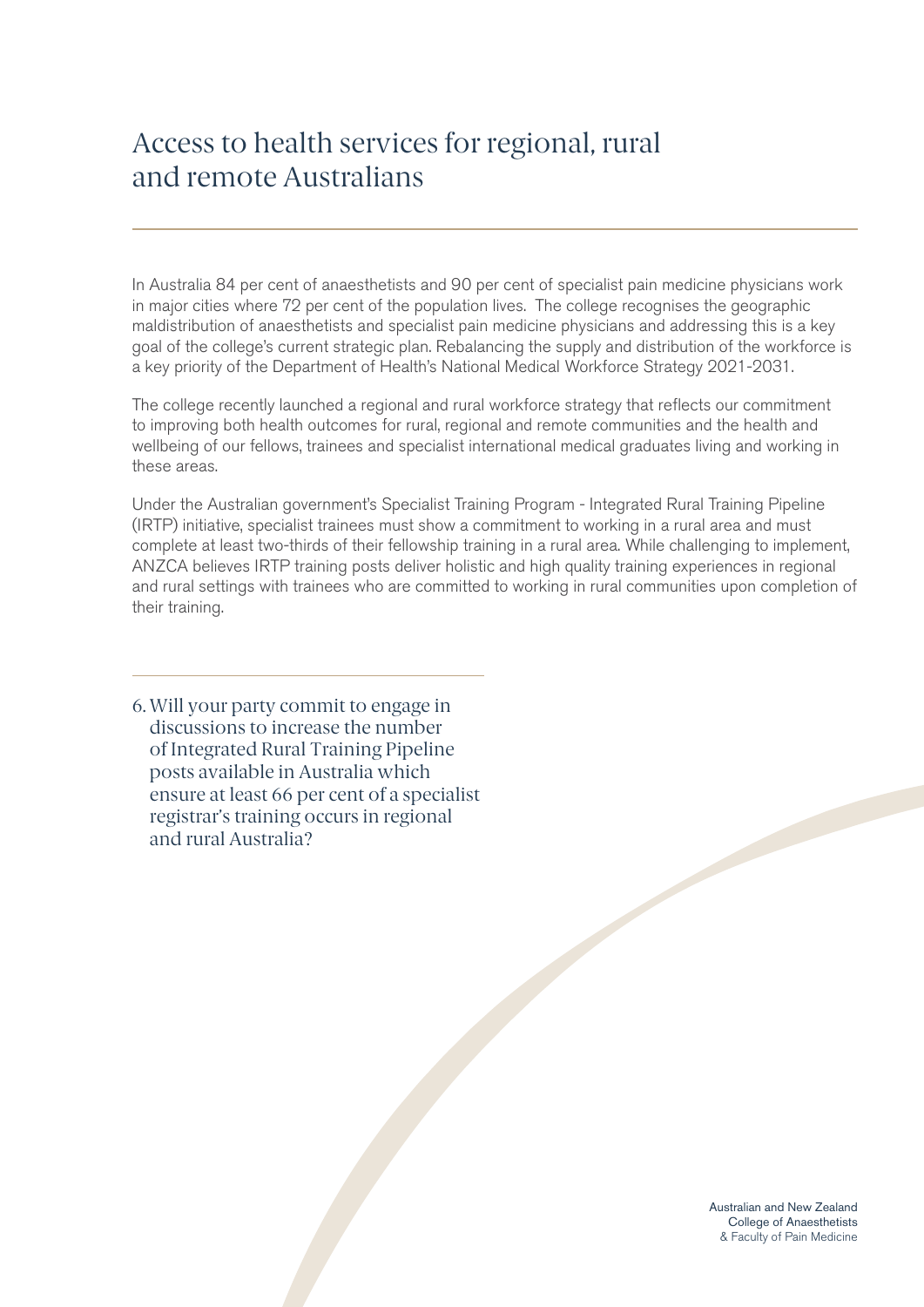# Access to health services for regional, rural and remote Australians

In Australia 84 per cent of anaesthetists and 90 per cent of specialist pain medicine physicians work in major cities where 72 per cent of the population lives. The college recognises the geographic maldistribution of anaesthetists and specialist pain medicine physicians and addressing this is a key goal of the college's current strategic plan. Rebalancing the supply and distribution of the workforce is a key priority of the Department of Health's National Medical Workforce Strategy 2021-2031.

The college recently launched a regional and rural workforce strategy that reflects our commitment to improving both health outcomes for rural, regional and remote communities and the health and wellbeing of our fellows, trainees and specialist international medical graduates living and working in these areas.

Under the Australian government's Specialist Training Program - Integrated Rural Training Pipeline (IRTP) initiative, specialist trainees must show a commitment to working in a rural area and must complete at least two-thirds of their fellowship training in a rural area. While challenging to implement, ANZCA believes IRTP training posts deliver holistic and high quality training experiences in regional and rural settings with trainees who are committed to working in rural communities upon completion of their training.

6. Will your party commit to engage in discussions to increase the number of Integrated Rural Training Pipeline posts available in Australia which ensure at least 66 per cent of a specialist registrar's training occurs in regional and rural Australia?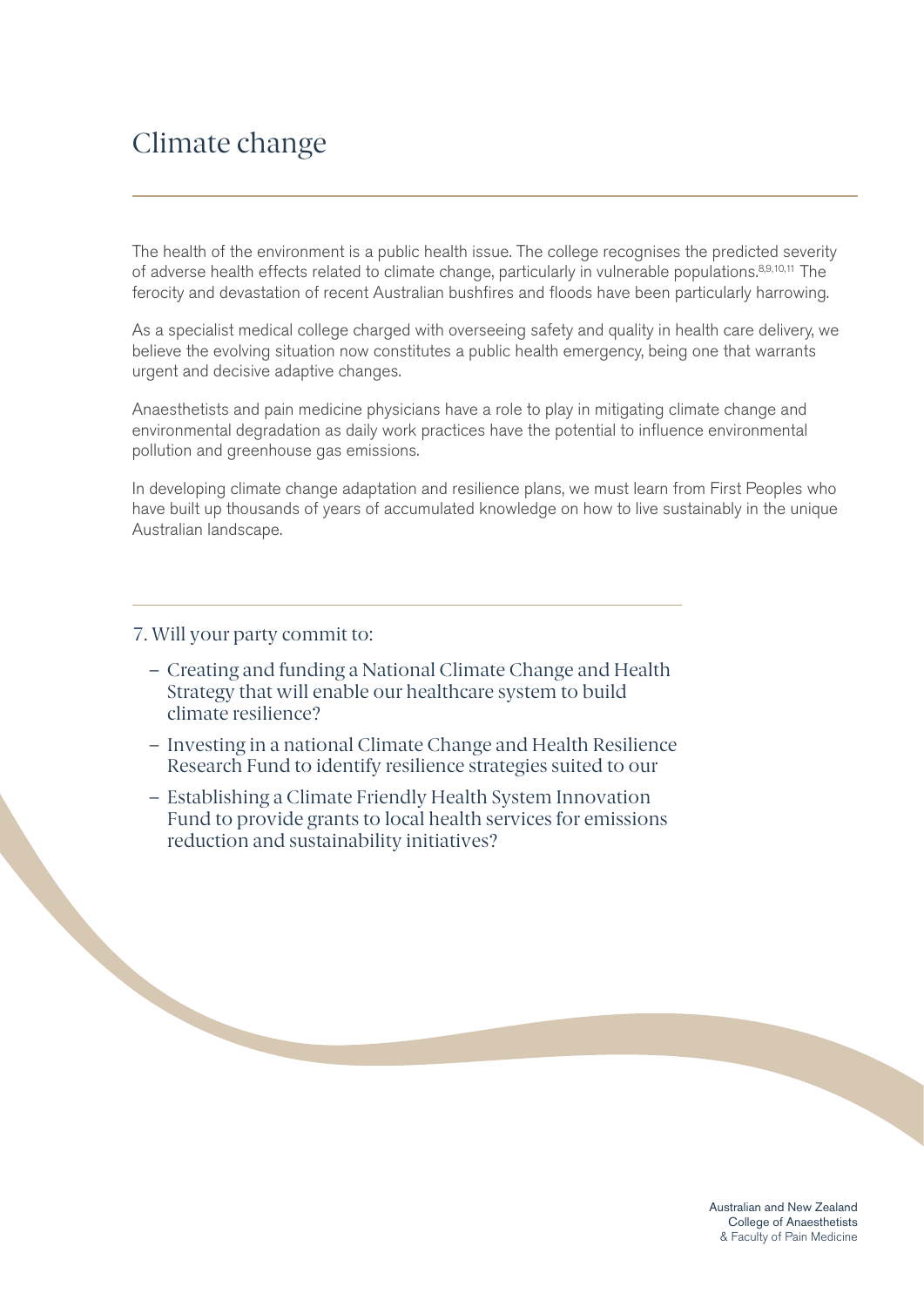# Climate change

The health of the environment is a public health issue. The college recognises the predicted severity of adverse health effects related to climate change, particularly in vulnerable populations.[8,9,10,11] The ferocity and devastation of recent Australian bushfires and floods have been particularly harrowing.

As a specialist medical college charged with overseeing safety and quality in health care delivery, we believe the evolving situation now constitutes a public health emergency, being one that warrants urgent and decisive adaptive changes.

Anaesthetists and pain medicine physicians have a role to play in mitigating climate change and environmental degradation as daily work practices have the potential to influence environmental pollution and greenhouse gas emissions.

In developing climate change adaptation and resilience plans, we must learn from First Peoples who have built up thousands of years of accumulated knowledge on how to live sustainably in the unique Australian landscape.

## 7. Will your party commit to:

- Creating and funding a National Climate Change and Health Strategy that will enable our healthcare system to build climate resilience?
- Investing in a national Climate Change and Health Resilience Research Fund to identify resilience strategies suited to our
- Establishing a Climate Friendly Health System Innovation Fund to provide grants to local health services for emissions reduction and sustainability initiatives?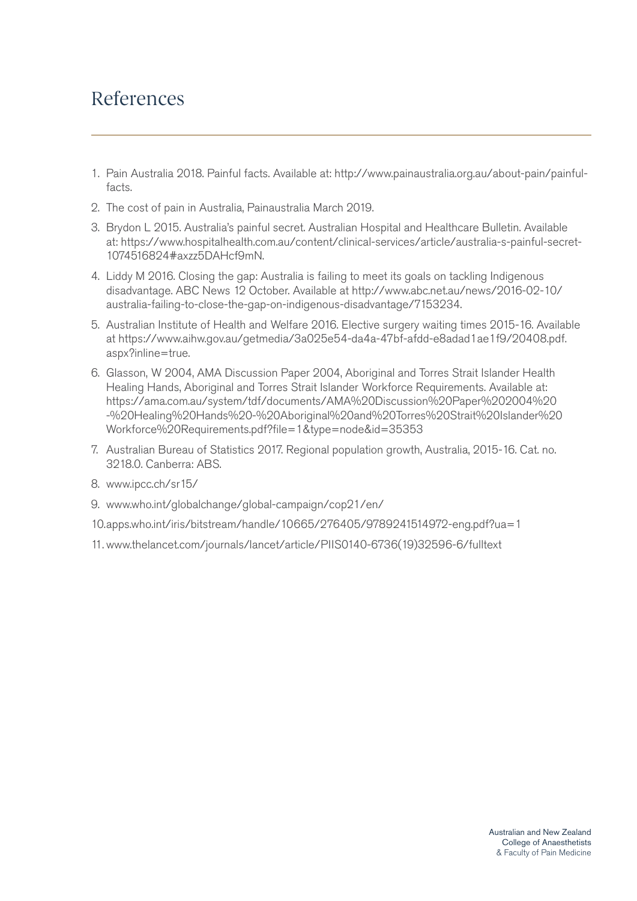# References

1. Pain Australia 2018. Painful facts. Available at: http://www.painaustralia.org.au/about-pain/painful-facts.
2. The cost of pain in Australia, Painaustralia March 2019.
3. Brydon L 2015. Australia's painful secret. Australian Hospital and Healthcare Bulletin. Available at: https://www.hospitalhealth.com.au/content/clinical-services/article/australia-s-painful-secret-1074516824#axzz5DAHcf9mN.
4. Liddy M 2016. Closing the gap: Australia is failing to meet its goals on tackling Indigenous disadvantage. ABC News 12 October. Available at http://www.abc.net.au/news/2016-02-10/australia-failing-to-close-the-gap-on-indigenous-disadvantage/7153234.
5. Australian Institute of Health and Welfare 2016. Elective surgery waiting times 2015-16. Available at https://www.aihw.gov.au/getmedia/3a025e54-da4a-47bf-afdd-e8adad1ae1f9/20408.pdf.aspx?inline=true.
6. Glasson, W 2004, AMA Discussion Paper 2004, Aboriginal and Torres Strait Islander Health Healing Hands, Aboriginal and Torres Strait Islander Workforce Requirements. Available at: https://ama.com.au/system/tdf/documents/AMA%20Discussion%20Paper%202004%20-%20Healing%20Hands%20-%20Aboriginal%20and%20Torres%20Strait%20Islander%20Workforce%20Requirements.pdf?file=1&type=node&id=35353
7. Australian Bureau of Statistics 2017. Regional population growth, Australia, 2015-16. Cat. no. 3218.0. Canberra: ABS.
8. www.ipcc.ch/sr15/
9. www.who.int/globalchange/global-campaign/cop21/en/
10. apps.who.int/iris/bitstream/handle/10665/276405/9789241514972-eng.pdf?ua=1
11. www.thelancet.com/journals/lancet/article/PIIS0140-6736(19)32596-6/fulltext